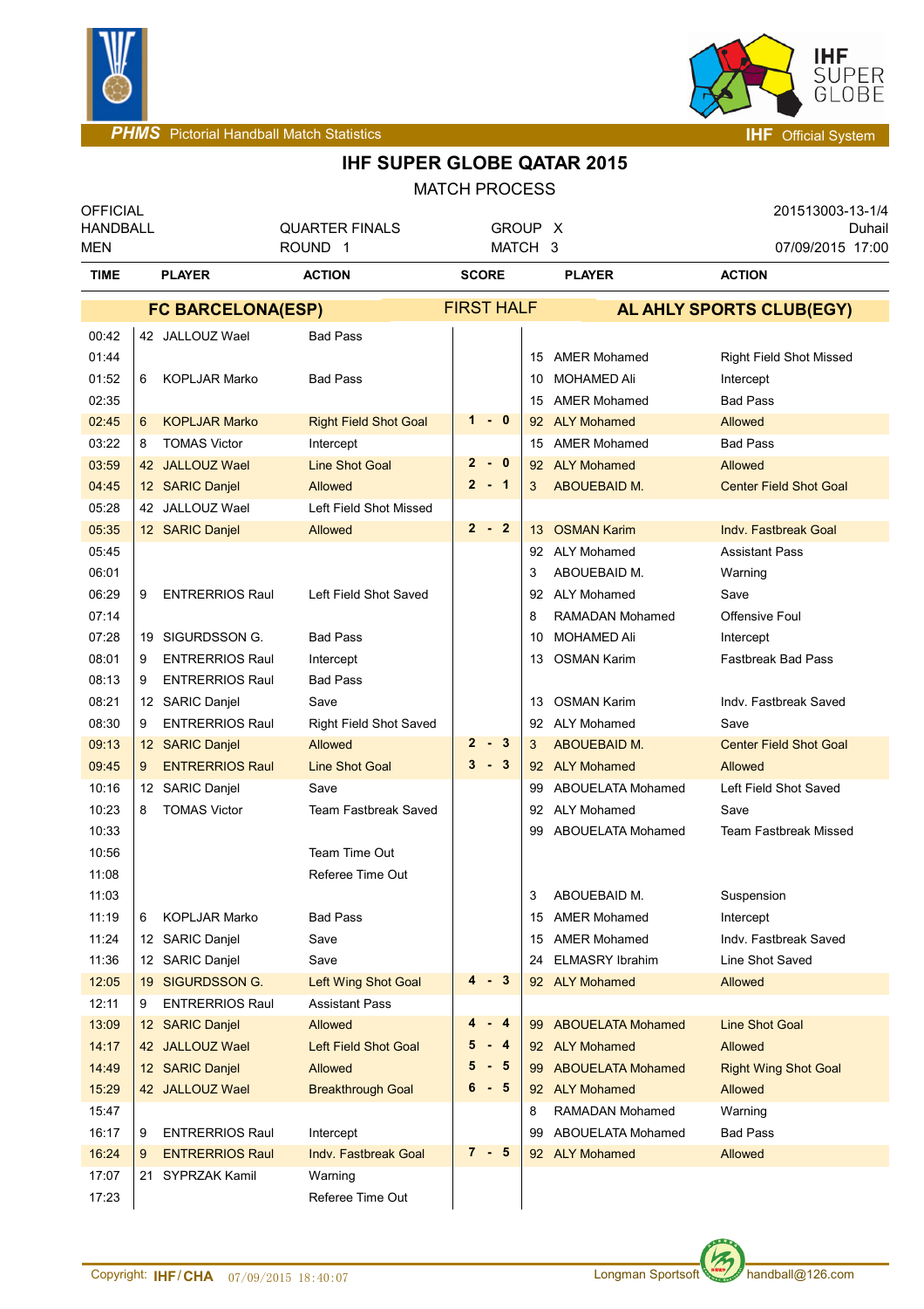PHMS Pictorial Handball Match Statistics — IHF Official System

# IHF SUPER GLOBE QATAR 2015

## MATCH PROCESS

| OFFICIAL | | | 201513003-13-1/4 |
|---|---|---|---|
| HANDBALL | QUARTER FINALS | GROUP X | Duhail |
| MEN | ROUND 1 | MATCH 3 | 07/09/2015 17:00 |

| TIME | PLAYER | ACTION | SCORE | PLAYER | ACTION |
|---|---|---|---|---|---|
| | **FC BARCELONA(ESP)** | | **FIRST HALF** | **AL AHLY SPORTS CLUB(EGY)** | |
| 00:42 | 42 JALLOUZ Wael | Bad Pass | | | |
| 01:44 | | | | 15 AMER Mohamed | Right Field Shot Missed |
| 01:52 | 6 KOPLJAR Marko | Bad Pass | | 10 MOHAMED Ali | Intercept |
| 02:35 | | | | 15 AMER Mohamed | Bad Pass |
| 02:45 | 6 KOPLJAR Marko | Right Field Shot Goal | 1 - 0 | 92 ALY Mohamed | Allowed |
| 03:22 | 8 TOMAS Victor | Intercept | | 15 AMER Mohamed | Bad Pass |
| 03:59 | 42 JALLOUZ Wael | Line Shot Goal | 2 - 0 | 92 ALY Mohamed | Allowed |
| 04:45 | 12 SARIC Danjel | Allowed | 2 - 1 | 3 ABOUEBAID M. | Center Field Shot Goal |
| 05:28 | 42 JALLOUZ Wael | Left Field Shot Missed | | | |
| 05:35 | 12 SARIC Danjel | Allowed | 2 - 2 | 13 OSMAN Karim | Indv. Fastbreak Goal |
| 05:45 | | | | 92 ALY Mohamed | Assistant Pass |
| 06:01 | | | | 3 ABOUEBAID M. | Warning |
| 06:29 | 9 ENTERRIOS Raul | Left Field Shot Saved | | 92 ALY Mohamed | Save |
| 07:14 | | | | 8 RAMADAN Mohamed | Offensive Foul |
| 07:28 | 19 SIGURDSSON G. | Bad Pass | | 10 MOHAMED Ali | Intercept |
| 08:01 | 9 ENTERRIOS Raul | Intercept | | 13 OSMAN Karim | Fastbreak Bad Pass |
| 08:13 | 9 ENTERRIOS Raul | Bad Pass | | | |
| 08:21 | 12 SARIC Danjel | Save | | 13 OSMAN Karim | Indv. Fastbreak Saved |
| 08:30 | 9 ENTERRIOS Raul | Right Field Shot Saved | | 92 ALY Mohamed | Save |
| 09:13 | 12 SARIC Danjel | Allowed | 2 - 3 | 3 ABOUEBAID M. | Center Field Shot Goal |
| 09:45 | 9 ENTERRIOS Raul | Line Shot Goal | 3 - 3 | 92 ALY Mohamed | Allowed |
| 10:16 | 12 SARIC Danjel | Save | | 99 ABOUELATA Mohamed | Left Field Shot Saved |
| 10:23 | 8 TOMAS Victor | Team Fastbreak Saved | | 92 ALY Mohamed | Save |
| 10:33 | | | | 99 ABOUELATA Mohamed | Team Fastbreak Missed |
| 10:56 | | Team Time Out | | | |
| 11:08 | | Referee Time Out | | | |
| 11:03 | | | | 3 ABOUEBAID M. | Suspension |
| 11:19 | 6 KOPLJAR Marko | Bad Pass | | 15 AMER Mohamed | Intercept |
| 11:24 | 12 SARIC Danjel | Save | | 15 AMER Mohamed | Indv. Fastbreak Saved |
| 11:36 | 12 SARIC Danjel | Save | | 24 ELMASRY Ibrahim | Line Shot Saved |
| 12:05 | 19 SIGURDSSON G. | Left Wing Shot Goal | 4 - 3 | 92 ALY Mohamed | Allowed |
| 12:11 | 9 ENTERRIOS Raul | Assistant Pass | | | |
| 13:09 | 12 SARIC Danjel | Allowed | 4 - 4 | 99 ABOUELATA Mohamed | Line Shot Goal |
| 14:17 | 42 JALLOUZ Wael | Left Field Shot Goal | 5 - 4 | 92 ALY Mohamed | Allowed |
| 14:49 | 12 SARIC Danjel | Allowed | 5 - 5 | 99 ABOUELATA Mohamed | Right Wing Shot Goal |
| 15:29 | 42 JALLOUZ Wael | Breakthrough Goal | 6 - 5 | 92 ALY Mohamed | Allowed |
| 15:47 | | | | 8 RAMADAN Mohamed | Warning |
| 16:17 | 9 ENTERRIOS Raul | Intercept | | 99 ABOUELATA Mohamed | Bad Pass |
| 16:24 | 9 ENTERRIOS Raul | Indv. Fastbreak Goal | 7 - 5 | 92 ALY Mohamed | Allowed |
| 17:07 | 21 SYPRZAK Kamil | Warning | | | |
| 17:23 | | Referee Time Out | | | |

Copyright: IHF/CHA 07/09/2015 18:40:07 — Longman Sportsoft handball@126.com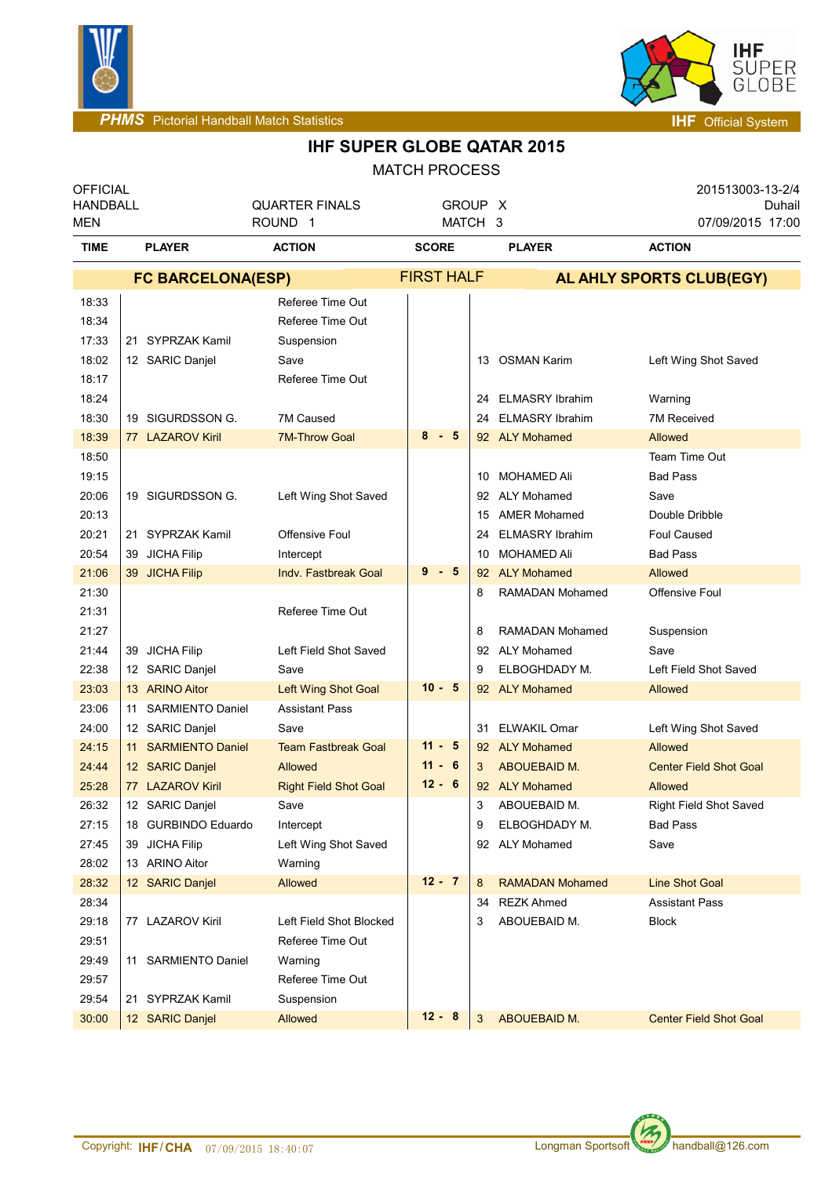PHMS Pictorial Handball Match Statistics — IHF Official System

# IHF SUPER GLOBE QATAR 2015

## MATCH PROCESS

| OFFICIAL | | | 201513003-13-2/4 |
|---|---|---|---|
| HANDBALL | QUARTER FINALS | GROUP X | Duhail |
| MEN | ROUND 1 | MATCH 3 | 07/09/2015 17:00 |

| TIME | PLAYER | ACTION | SCORE | PLAYER | ACTION |
|---|---|---|---|---|---|
| | **FC BARCELONA(ESP)** | | **FIRST HALF** | **AL AHLY SPORTS CLUB(EGY)** | |
| 18:33 | | Referee Time Out | | | |
| 18:34 | | Referee Time Out | | | |
| 17:33 | 21 SYPRZAK Kamil | Suspension | | | |
| 18:02 | 12 SARIC Danjel | Save | | 13 OSMAN Karim | Left Wing Shot Saved |
| 18:17 | | Referee Time Out | | | |
| 18:24 | | | | 24 ELMASRY Ibrahim | Warning |
| 18:30 | 19 SIGURDSSON G. | 7M Caused | | 24 ELMASRY Ibrahim | 7M Received |
| 18:39 | 77 LAZAROV Kiril | 7M-Throw Goal | 8 - 5 | 92 ALY Mohamed | Allowed |
| 18:50 | | | | | Team Time Out |
| 19:15 | | | | 10 MOHAMED Ali | Bad Pass |
| 20:06 | 19 SIGURDSSON G. | Left Wing Shot Saved | | 92 ALY Mohamed | Save |
| 20:13 | | | | 15 AMER Mohamed | Double Dribble |
| 20:21 | 21 SYPRZAK Kamil | Offensive Foul | | 24 ELMASRY Ibrahim | Foul Caused |
| 20:54 | 39 JICHA Filip | Intercept | | 10 MOHAMED Ali | Bad Pass |
| 21:06 | 39 JICHA Filip | Indv. Fastbreak Goal | 9 - 5 | 92 ALY Mohamed | Allowed |
| 21:30 | | | | 8 RAMADAN Mohamed | Offensive Foul |
| 21:31 | | Referee Time Out | | | |
| 21:27 | | | | 8 RAMADAN Mohamed | Suspension |
| 21:44 | 39 JICHA Filip | Left Field Shot Saved | | 92 ALY Mohamed | Save |
| 22:38 | 12 SARIC Danjel | Save | | 9 ELBOGHDADY M. | Left Field Shot Saved |
| 23:03 | 13 ARINO Aitor | Left Wing Shot Goal | 10 - 5 | 92 ALY Mohamed | Allowed |
| 23:06 | 11 SARMIENTO Daniel | Assistant Pass | | | |
| 24:00 | 12 SARIC Danjel | Save | | 31 ELWAKIL Omar | Left Wing Shot Saved |
| 24:15 | 11 SARMIENTO Daniel | Team Fastbreak Goal | 11 - 5 | 92 ALY Mohamed | Allowed |
| 24:44 | 12 SARIC Danjel | Allowed | 11 - 6 | 3 ABOUEBAID M. | Center Field Shot Goal |
| 25:28 | 77 LAZAROV Kiril | Right Field Shot Goal | 12 - 6 | 92 ALY Mohamed | Allowed |
| 26:32 | 12 SARIC Danjel | Save | | 3 ABOUEBAID M. | Right Field Shot Saved |
| 27:15 | 18 GURBINDO Eduardo | Intercept | | 9 ELBOGHDADY M. | Bad Pass |
| 27:45 | 39 JICHA Filip | Left Wing Shot Saved | | 92 ALY Mohamed | Save |
| 28:02 | 13 ARINO Aitor | Warning | | | |
| 28:32 | 12 SARIC Danjel | Allowed | 12 - 7 | 8 RAMADAN Mohamed | Line Shot Goal |
| 28:34 | | | | 34 REZK Ahmed | Assistant Pass |
| 29:18 | 77 LAZAROV Kiril | Left Field Shot Blocked | | 3 ABOUEBAID M. | Block |
| 29:51 | | Referee Time Out | | | |
| 29:49 | 11 SARMIENTO Daniel | Warning | | | |
| 29:57 | | Referee Time Out | | | |
| 29:54 | 21 SYPRZAK Kamil | Suspension | | | |
| 30:00 | 12 SARIC Danjel | Allowed | 12 - 8 | 3 ABOUEBAID M. | Center Field Shot Goal |

Copyright: IHF/CHA 07/09/2015 18:40:07 — Longman Sportsoft handball@126.com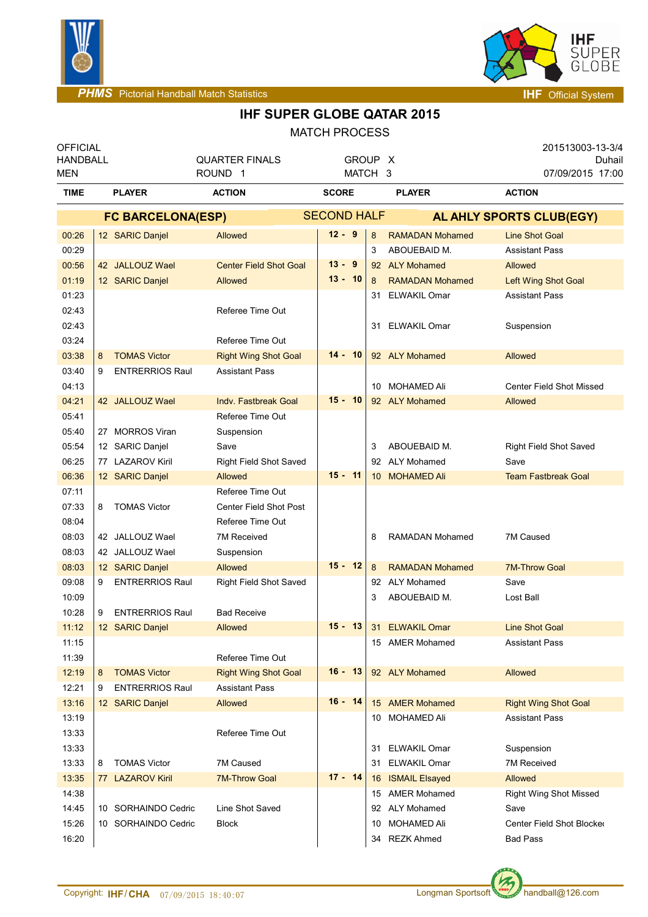# IHF SUPER GLOBE QATAR 2015

## MATCH PROCESS

| | | | |
|---|---|---|---|
| OFFICIAL | | | 201513003-13-3/4 |
| HANDBALL | QUARTER FINALS | GROUP X | Duhail |
| MEN | ROUND 1 | MATCH 3 | 07/09/2015 17:00 |

| TIME | PLAYER | ACTION | SCORE | PLAYER | ACTION |
|---|---|---|---|---|---|
| | **FC BARCELONA(ESP)** | | **SECOND HALF** | **AL AHLY SPORTS CLUB(EGY)** | |
| 00:26 | 12 SARIC Danjel | Allowed | 12 - 9 | 8 RAMADAN Mohamed | Line Shot Goal |
| 00:29 | | | | 3 ABOUEBAID M. | Assistant Pass |
| 00:56 | 42 JALLOUZ Wael | Center Field Shot Goal | 13 - 9 | 92 ALY Mohamed | Allowed |
| 01:19 | 12 SARIC Danjel | Allowed | 13 - 10 | 8 RAMADAN Mohamed | Left Wing Shot Goal |
| 01:23 | | | | 31 ELWAKIL Omar | Assistant Pass |
| 02:43 | | Referee Time Out | | | |
| 02:43 | | | | 31 ELWAKIL Omar | Suspension |
| 03:24 | | Referee Time Out | | | |
| 03:38 | 8 TOMAS Victor | Right Wing Shot Goal | 14 - 10 | 92 ALY Mohamed | Allowed |
| 03:40 | 9 ENTRERRIOS Raul | Assistant Pass | | | |
| 04:13 | | | | 10 MOHAMED Ali | Center Field Shot Missed |
| 04:21 | 42 JALLOUZ Wael | Indv. Fastbreak Goal | 15 - 10 | 92 ALY Mohamed | Allowed |
| 05:41 | | Referee Time Out | | | |
| 05:40 | 27 MORROS Viran | Suspension | | | |
| 05:54 | 12 SARIC Danjel | Save | | 3 ABOUEBAID M. | Right Field Shot Saved |
| 06:25 | 77 LAZAROV Kiril | Right Field Shot Saved | | 92 ALY Mohamed | Save |
| 06:36 | 12 SARIC Danjel | Allowed | 15 - 11 | 10 MOHAMED Ali | Team Fastbreak Goal |
| 07:11 | | Referee Time Out | | | |
| 07:33 | 8 TOMAS Victor | Center Field Shot Post | | | |
| 08:04 | | Referee Time Out | | | |
| 08:03 | 42 JALLOUZ Wael | 7M Received | | 8 RAMADAN Mohamed | 7M Caused |
| 08:03 | 42 JALLOUZ Wael | Suspension | | | |
| 08:03 | 12 SARIC Danjel | Allowed | 15 - 12 | 8 RAMADAN Mohamed | 7M-Throw Goal |
| 09:08 | 9 ENTRERRIOS Raul | Right Field Shot Saved | | 92 ALY Mohamed | Save |
| 10:09 | | | | 3 ABOUEBAID M. | Lost Ball |
| 10:28 | 9 ENTRERRIOS Raul | Bad Receive | | | |
| 11:12 | 12 SARIC Danjel | Allowed | 15 - 13 | 31 ELWAKIL Omar | Line Shot Goal |
| 11:15 | | | | 15 AMER Mohamed | Assistant Pass |
| 11:39 | | Referee Time Out | | | |
| 12:19 | 8 TOMAS Victor | Right Wing Shot Goal | 16 - 13 | 92 ALY Mohamed | Allowed |
| 12:21 | 9 ENTRERRIOS Raul | Assistant Pass | | | |
| 13:16 | 12 SARIC Danjel | Allowed | 16 - 14 | 15 AMER Mohamed | Right Wing Shot Goal |
| 13:19 | | | | 10 MOHAMED Ali | Assistant Pass |
| 13:33 | | Referee Time Out | | | |
| 13:33 | | | | 31 ELWAKIL Omar | Suspension |
| 13:33 | 8 TOMAS Victor | 7M Caused | | 31 ELWAKIL Omar | 7M Received |
| 13:35 | 77 LAZAROV Kiril | 7M-Throw Goal | 17 - 14 | 16 ISMAIL Elsayed | Allowed |
| 14:38 | | | | 15 AMER Mohamed | Right Wing Shot Missed |
| 14:45 | 10 SORHAINDO Cedric | Line Shot Saved | | 92 ALY Mohamed | Save |
| 15:26 | 10 SORHAINDO Cedric | Block | | 10 MOHAMED Ali | Center Field Shot Blocked |
| 16:20 | | | | 34 REZK Ahmed | Bad Pass |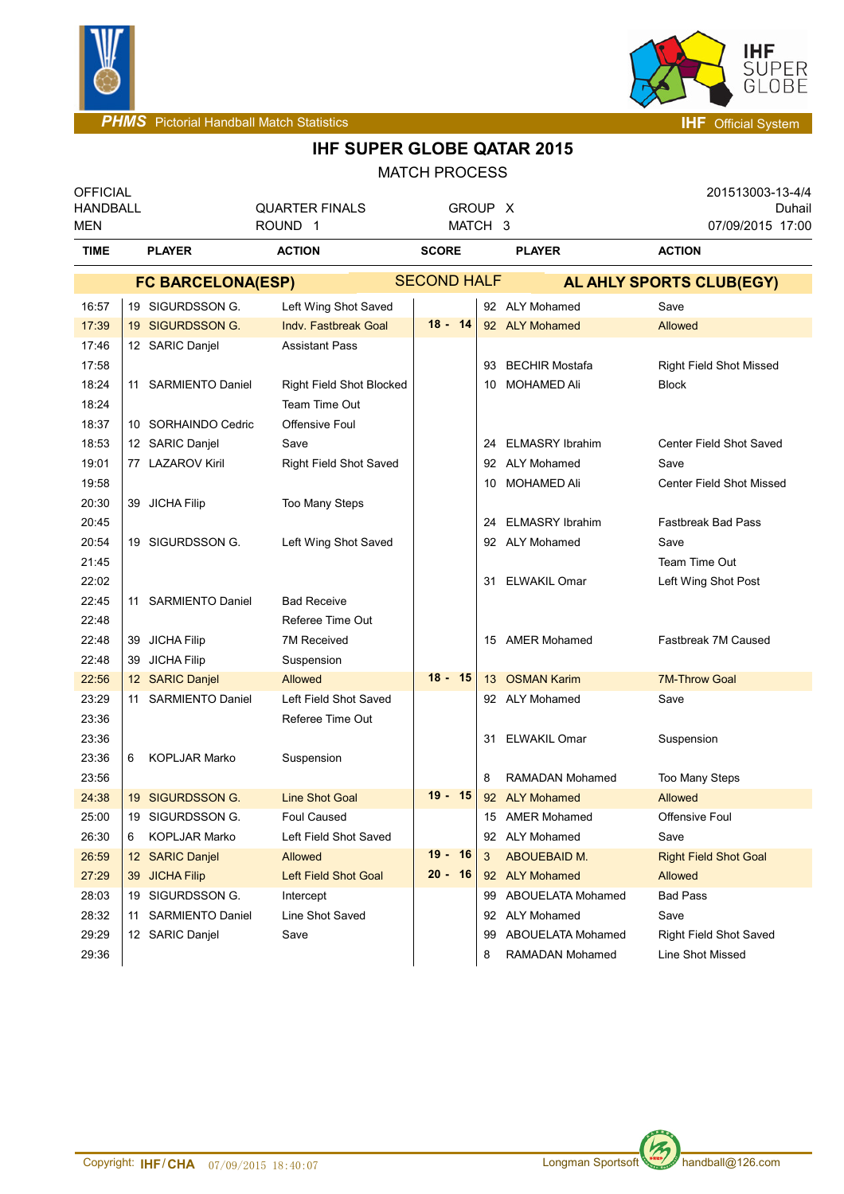# IHF SUPER GLOBE QATAR 2015

MATCH PROCESS

| OFFICIAL | | | 201513003-13-4/4 |
|---|---|---|---|
| HANDBALL | QUARTER FINALS | GROUP X | Duhail |
| MEN | ROUND 1 | MATCH 3 | 07/09/2015 17:00 |

| TIME | PLAYER | ACTION | SCORE | PLAYER | ACTION |
|---|---|---|---|---|---|
| | **FC BARCELONA(ESP)** | | **SECOND HALF** | **AL AHLY SPORTS CLUB(EGY)** | |
| 16:57 | 19 SIGURDSSON G. | Left Wing Shot Saved | | 92 ALY Mohamed | Save |
| 17:39 | 19 SIGURDSSON G. | Indv. Fastbreak Goal | 18 - 14 | 92 ALY Mohamed | Allowed |
| 17:46 | 12 SARIC Danjel | Assistant Pass | | | |
| 17:58 | | | | 93 BECHIR Mostafa | Right Field Shot Missed |
| 18:24 | 11 SARMIENTO Daniel | Right Field Shot Blocked | | 10 MOHAMED Ali | Block |
| 18:24 | | Team Time Out | | | |
| 18:37 | 10 SORHAINDO Cedric | Offensive Foul | | | |
| 18:53 | 12 SARIC Danjel | Save | | 24 ELMASRY Ibrahim | Center Field Shot Saved |
| 19:01 | 77 LAZAROV Kiril | Right Field Shot Saved | | 92 ALY Mohamed | Save |
| 19:58 | | | | 10 MOHAMED Ali | Center Field Shot Missed |
| 20:30 | 39 JICHA Filip | Too Many Steps | | | |
| 20:45 | | | | 24 ELMASRY Ibrahim | Fastbreak Bad Pass |
| 20:54 | 19 SIGURDSSON G. | Left Wing Shot Saved | | 92 ALY Mohamed | Save |
| 21:45 | | | | | Team Time Out |
| 22:02 | | | | 31 ELWAKIL Omar | Left Wing Shot Post |
| 22:45 | 11 SARMIENTO Daniel | Bad Receive | | | |
| 22:48 | | Referee Time Out | | | |
| 22:48 | 39 JICHA Filip | 7M Received | | 15 AMER Mohamed | Fastbreak 7M Caused |
| 22:48 | 39 JICHA Filip | Suspension | | | |
| 22:56 | 12 SARIC Danjel | Allowed | 18 - 15 | 13 OSMAN Karim | 7M-Throw Goal |
| 23:29 | 11 SARMIENTO Daniel | Left Field Shot Saved | | 92 ALY Mohamed | Save |
| 23:36 | | Referee Time Out | | | |
| 23:36 | | | | 31 ELWAKIL Omar | Suspension |
| 23:36 | 6 KOPLJAR Marko | Suspension | | | |
| 23:56 | | | | 8 RAMADAN Mohamed | Too Many Steps |
| 24:38 | 19 SIGURDSSON G. | Line Shot Goal | 19 - 15 | 92 ALY Mohamed | Allowed |
| 25:00 | 19 SIGURDSSON G. | Foul Caused | | 15 AMER Mohamed | Offensive Foul |
| 26:30 | 6 KOPLJAR Marko | Left Field Shot Saved | | 92 ALY Mohamed | Save |
| 26:59 | 12 SARIC Danjel | Allowed | 19 - 16 | 3 ABOUEBAID M. | Right Field Shot Goal |
| 27:29 | 39 JICHA Filip | Left Field Shot Goal | 20 - 16 | 92 ALY Mohamed | Allowed |
| 28:03 | 19 SIGURDSSON G. | Intercept | | 99 ABOUELATA Mohamed | Bad Pass |
| 28:32 | 11 SARMIENTO Daniel | Line Shot Saved | | 92 ALY Mohamed | Save |
| 29:29 | 12 SARIC Danjel | Save | | 99 ABOUELATA Mohamed | Right Field Shot Saved |
| 29:36 | | | | 8 RAMADAN Mohamed | Line Shot Missed |